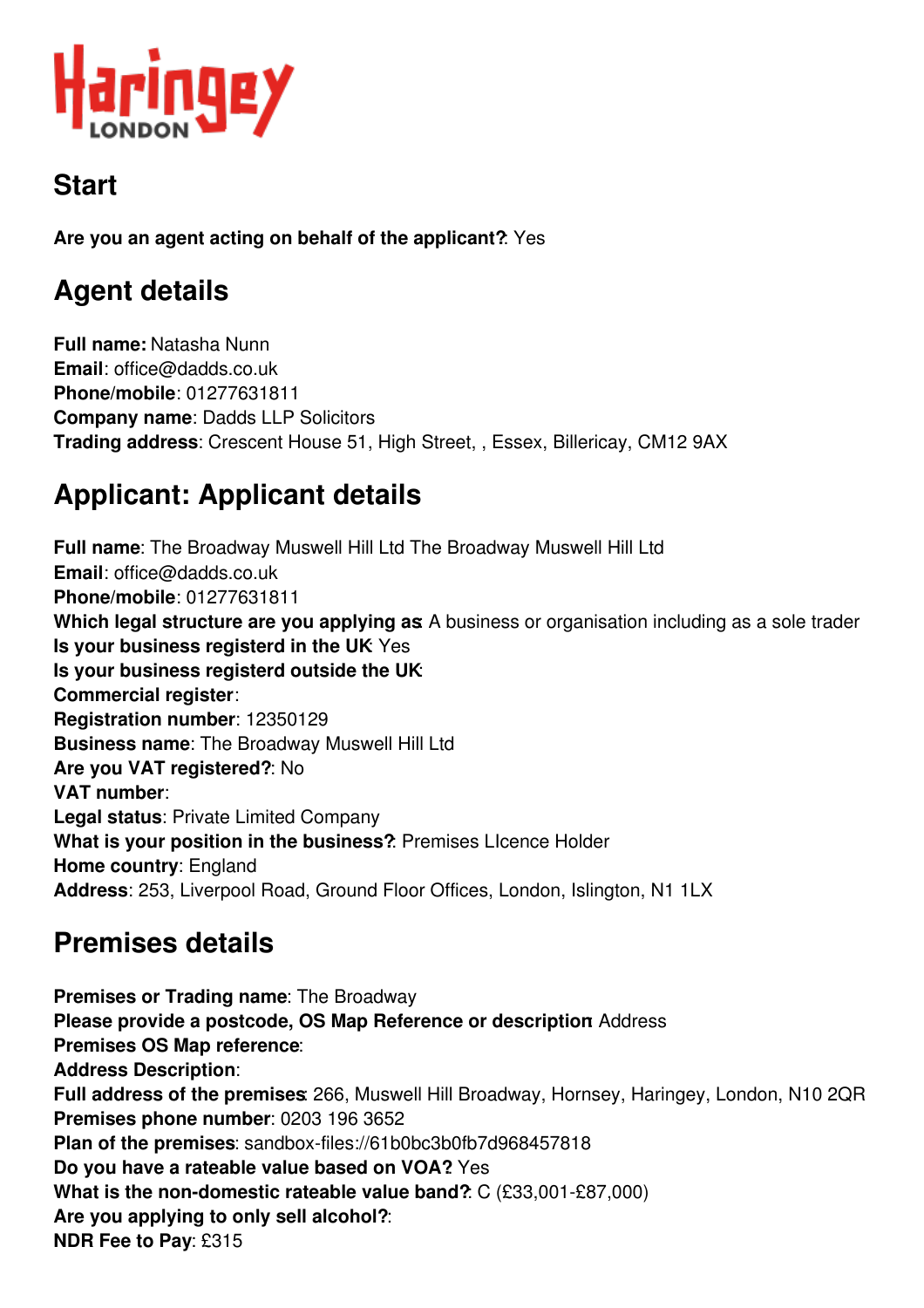Haringey LONDON

## Start

**Are you an agent acting on behalf of the applicant?**: Yes

## Agent details

**Full name:** Natasha Nunn
**Email**: office@dadds.co.uk
**Phone/mobile**: 01277631811
**Company name**: Dadds LLP Solicitors
**Trading address**: Crescent House 51, High Street, , Essex, Billericay, CM12 9AX

## Applicant: Applicant details

**Full name**: The Broadway Muswell Hill Ltd The Broadway Muswell Hill Ltd
**Email**: office@dadds.co.uk
**Phone/mobile**: 01277631811
**Which legal structure are you applying as**: A business or organisation including as a sole trader
**Is your business registerd in the UK**: Yes
**Is your business registerd outside the UK**:
**Commercial register**:
**Registration number**: 12350129
**Business name**: The Broadway Muswell Hill Ltd
**Are you VAT registered?**: No
**VAT number**:
**Legal status**: Private Limited Company
**What is your position in the business?**: Premises LIcence Holder
**Home country**: England
**Address**: 253, Liverpool Road, Ground Floor Offices, London, Islington, N1 1LX

## Premises details

**Premises or Trading name**: The Broadway
**Please provide a postcode, OS Map Reference or description**: Address
**Premises OS Map reference**:
**Address Description**:
**Full address of the premises**: 266, Muswell Hill Broadway, Hornsey, Haringey, London, N10 2QR
**Premises phone number**: 0203 196 3652
**Plan of the premises**: sandbox-files://61b0bc3b0fb7d968457818
**Do you have a rateable value based on VOA?** Yes
**What is the non-domestic rateable value band?**: C (£33,001-£87,000)
**Are you applying to only sell alcohol?**:
**NDR Fee to Pay**: £315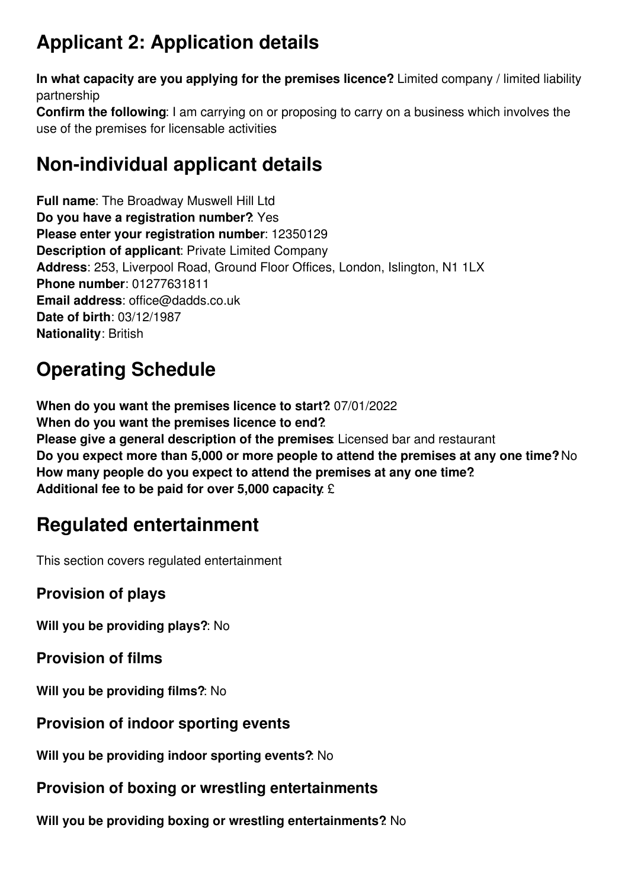# Applicant 2: Application details

**In what capacity are you applying for the premises licence?** Limited company / limited liability partnership
**Confirm the following**: I am carrying on or proposing to carry on a business which involves the use of the premises for licensable activities

# Non-individual applicant details

**Full name**: The Broadway Muswell Hill Ltd
**Do you have a registration number?**: Yes
**Please enter your registration number**: 12350129
**Description of applicant**: Private Limited Company
**Address**: 253, Liverpool Road, Ground Floor Offices, London, Islington, N1 1LX
**Phone number**: 01277631811
**Email address**: office@dadds.co.uk
**Date of birth**: 03/12/1987
**Nationality**: British

# Operating Schedule

**When do you want the premises licence to start?**: 07/01/2022
**When do you want the premises licence to end?**:
**Please give a general description of the premises**: Licensed bar and restaurant
**Do you expect more than 5,000 or more people to attend the premises at any one time?** No
**How many people do you expect to attend the premises at any one time?**:
**Additional fee to be paid for over 5,000 capacity**: £

# Regulated entertainment

This section covers regulated entertainment

## Provision of plays

**Will you be providing plays?**: No

## Provision of films

**Will you be providing films?**: No

## Provision of indoor sporting events

**Will you be providing indoor sporting events?**: No

## Provision of boxing or wrestling entertainments

**Will you be providing boxing or wrestling entertainments?**: No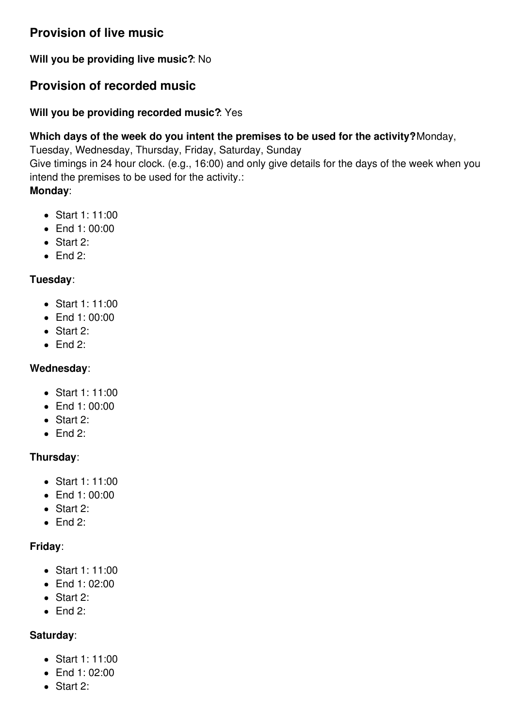## Provision of live music

**Will you be providing live music?**: No

## Provision of recorded music

**Will you be providing recorded music?**: Yes

**Which days of the week do you intent the premises to be used for the activity?** Monday, Tuesday, Wednesday, Thursday, Friday, Saturday, Sunday
Give timings in 24 hour clock. (e.g., 16:00) and only give details for the days of the week when you intend the premises to be used for the activity.:
**Monday**:

- Start 1: 11:00
- End 1: 00:00
- Start 2:
- End 2:

**Tuesday**:

- Start 1: 11:00
- End 1: 00:00
- Start 2:
- End 2:

**Wednesday**:

- Start 1: 11:00
- End 1: 00:00
- Start 2:
- End 2:

**Thursday**:

- Start 1: 11:00
- End 1: 00:00
- Start 2:
- End 2:

**Friday**:

- Start 1: 11:00
- End 1: 02:00
- Start 2:
- End 2:

**Saturday**:

- Start 1: 11:00
- End 1: 02:00
- Start 2: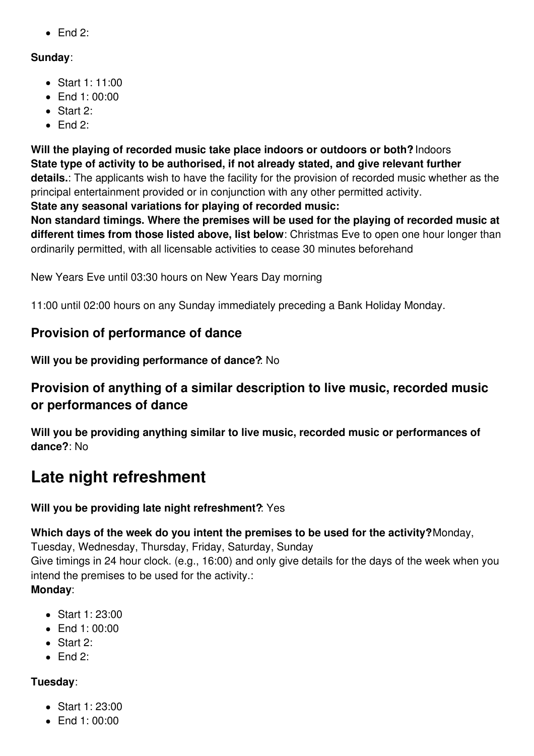- End 2:

**Sunday**:

- Start 1: 11:00
- End 1: 00:00
- Start 2:
- End 2:

**Will the playing of recorded music take place indoors or outdoors or both?** Indoors
**State type of activity to be authorised, if not already stated, and give relevant further details.**: The applicants wish to have the facility for the provision of recorded music whether as the principal entertainment provided or in conjunction with any other permitted activity.
**State any seasonal variations for playing of recorded music:**
**Non standard timings. Where the premises will be used for the playing of recorded music at different times from those listed above, list below**: Christmas Eve to open one hour longer than ordinarily permitted, with all licensable activities to cease 30 minutes beforehand

New Years Eve until 03:30 hours on New Years Day morning

11:00 until 02:00 hours on any Sunday immediately preceding a Bank Holiday Monday.

## Provision of performance of dance

**Will you be providing performance of dance?**: No

## Provision of anything of a similar description to live music, recorded music or performances of dance

**Will you be providing anything similar to live music, recorded music or performances of dance?**: No

# Late night refreshment

**Will you be providing late night refreshment?**: Yes

**Which days of the week do you intent the premises to be used for the activity?** Monday, Tuesday, Wednesday, Thursday, Friday, Saturday, Sunday
Give timings in 24 hour clock. (e.g., 16:00) and only give details for the days of the week when you intend the premises to be used for the activity.:
**Monday**:

- Start 1: 23:00
- End 1: 00:00
- Start 2:
- End 2:

**Tuesday**:

- Start 1: 23:00
- End 1: 00:00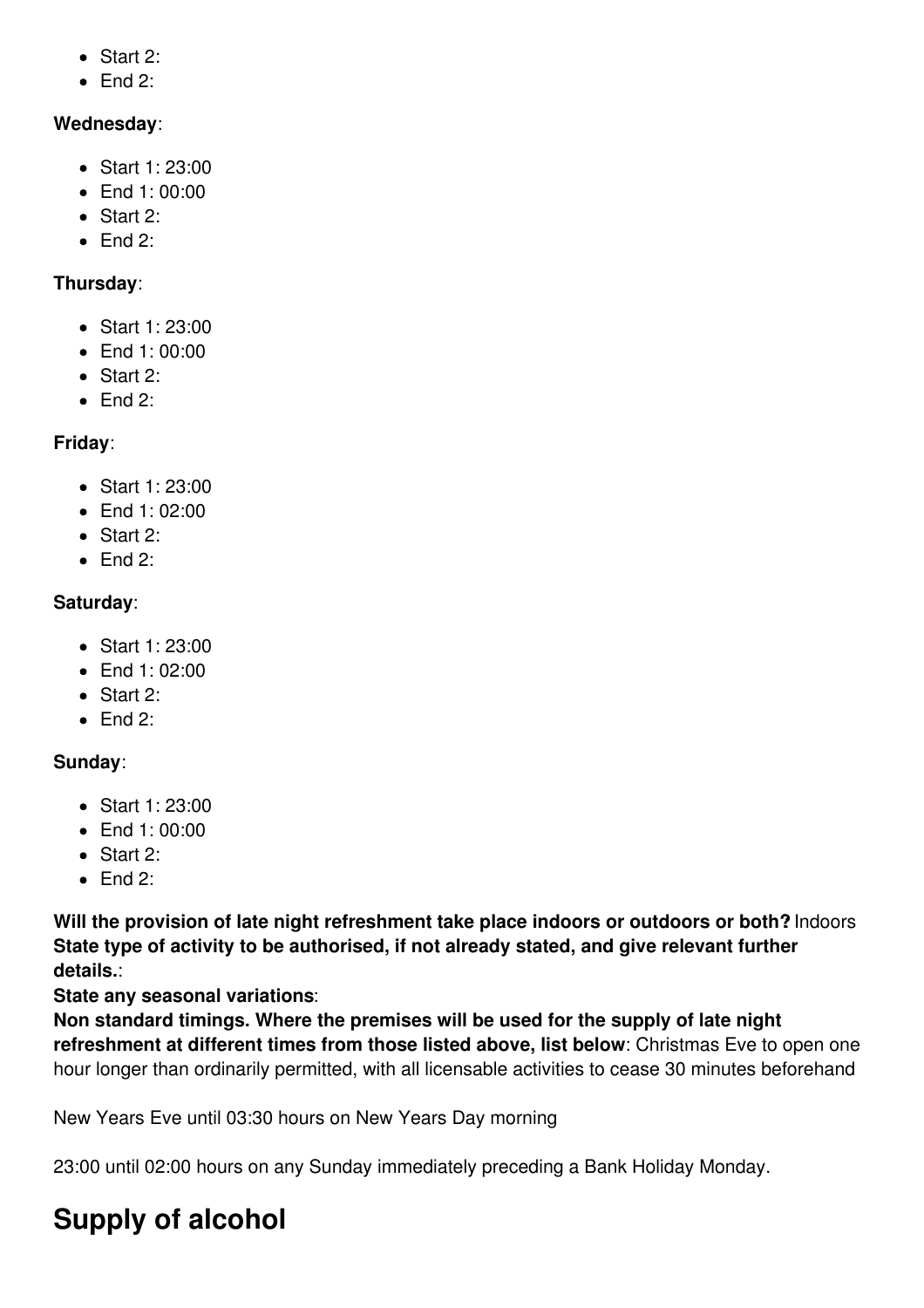- Start 2:
- End 2:

**Wednesday**:

- Start 1: 23:00
- End 1: 00:00
- Start 2:
- End 2:

**Thursday**:

- Start 1: 23:00
- End 1: 00:00
- Start 2:
- End 2:

**Friday**:

- Start 1: 23:00
- End 1: 02:00
- Start 2:
- End 2:

**Saturday**:

- Start 1: 23:00
- End 1: 02:00
- Start 2:
- End 2:

**Sunday**:

- Start 1: 23:00
- End 1: 00:00
- Start 2:
- End 2:

**Will the provision of late night refreshment take place indoors or outdoors or both?** Indoors
**State type of activity to be authorised, if not already stated, and give relevant further details.**:
**State any seasonal variations**:
**Non standard timings. Where the premises will be used for the supply of late night refreshment at different times from those listed above, list below**: Christmas Eve to open one hour longer than ordinarily permitted, with all licensable activities to cease 30 minutes beforehand

New Years Eve until 03:30 hours on New Years Day morning

23:00 until 02:00 hours on any Sunday immediately preceding a Bank Holiday Monday.

## Supply of alcohol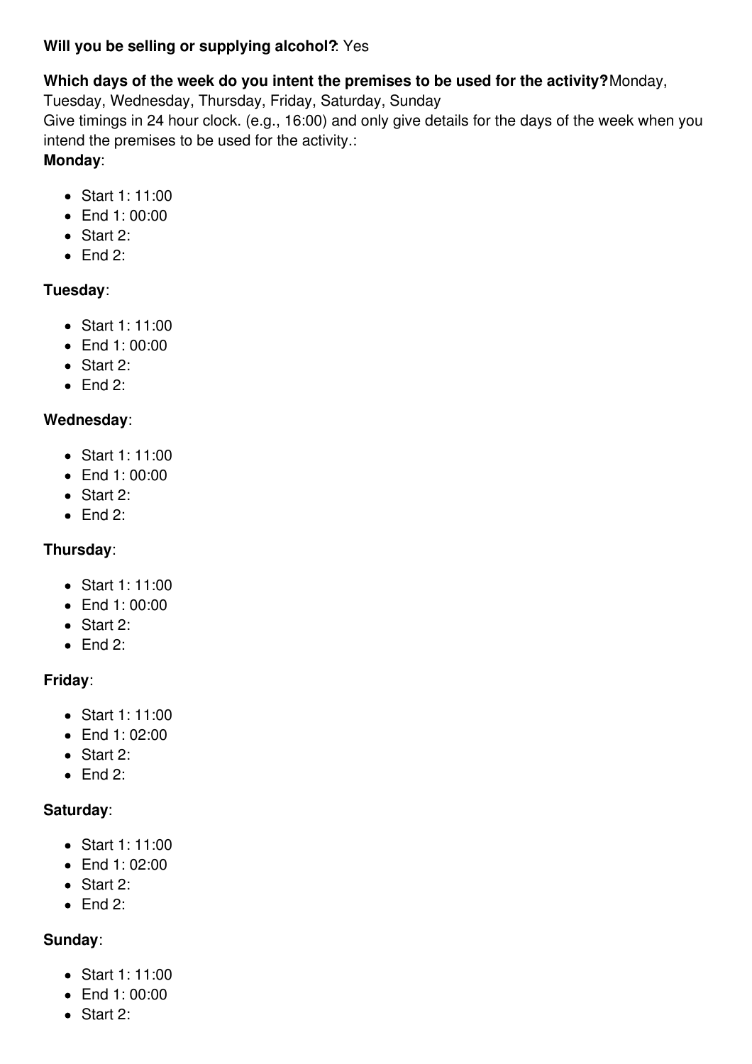**Will you be selling or supplying alcohol?**: Yes

**Which days of the week do you intent the premises to be used for the activity?** Monday, Tuesday, Wednesday, Thursday, Friday, Saturday, Sunday

Give timings in 24 hour clock. (e.g., 16:00) and only give details for the days of the week when you intend the premises to be used for the activity.:

**Monday**:

- Start 1: 11:00
- End 1: 00:00
- Start 2:
- End 2:

**Tuesday**:

- Start 1: 11:00
- End 1: 00:00
- Start 2:
- End 2:

**Wednesday**:

- Start 1: 11:00
- End 1: 00:00
- Start 2:
- End 2:

**Thursday**:

- Start 1: 11:00
- End 1: 00:00
- Start 2:
- End 2:

**Friday**:

- Start 1: 11:00
- End 1: 02:00
- Start 2:
- End 2:

**Saturday**:

- Start 1: 11:00
- End 1: 02:00
- Start 2:
- End 2:

**Sunday**:

- Start 1: 11:00
- End 1: 00:00
- Start 2: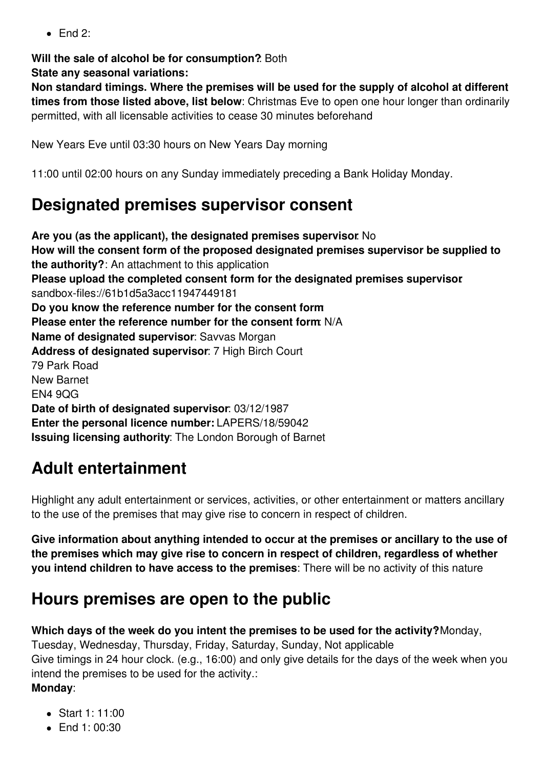- End 2:

**Will the sale of alcohol be for consumption?**: Both
**State any seasonal variations:**
**Non standard timings. Where the premises will be used for the supply of alcohol at different times from those listed above, list below**: Christmas Eve to open one hour longer than ordinarily permitted, with all licensable activities to cease 30 minutes beforehand

New Years Eve until 03:30 hours on New Years Day morning

11:00 until 02:00 hours on any Sunday immediately preceding a Bank Holiday Monday.

## Designated premises supervisor consent

**Are you (as the applicant), the designated premises supervisor**: No
**How will the consent form of the proposed designated premises supervisor be supplied to the authority?**: An attachment to this application
**Please upload the completed consent form for the designated premises supervisor**: sandbox-files://61b1d5a3acc11947449181
**Do you know the reference number for the consent form**:
**Please enter the reference number for the consent form**: N/A
**Name of designated supervisor**: Savvas Morgan
**Address of designated supervisor**: 7 High Birch Court
79 Park Road
New Barnet
EN4 9QG
**Date of birth of designated supervisor**: 03/12/1987
**Enter the personal licence number:** LAPERS/18/59042
**Issuing licensing authority**: The London Borough of Barnet

## Adult entertainment

Highlight any adult entertainment or services, activities, or other entertainment or matters ancillary to the use of the premises that may give rise to concern in respect of children.

**Give information about anything intended to occur at the premises or ancillary to the use of the premises which may give rise to concern in respect of children, regardless of whether you intend children to have access to the premises**: There will be no activity of this nature

## Hours premises are open to the public

**Which days of the week do you intent the premises to be used for the activity?** Monday, Tuesday, Wednesday, Thursday, Friday, Saturday, Sunday, Not applicable
Give timings in 24 hour clock. (e.g., 16:00) and only give details for the days of the week when you intend the premises to be used for the activity.:
**Monday**:

- Start 1: 11:00
- End 1: 00:30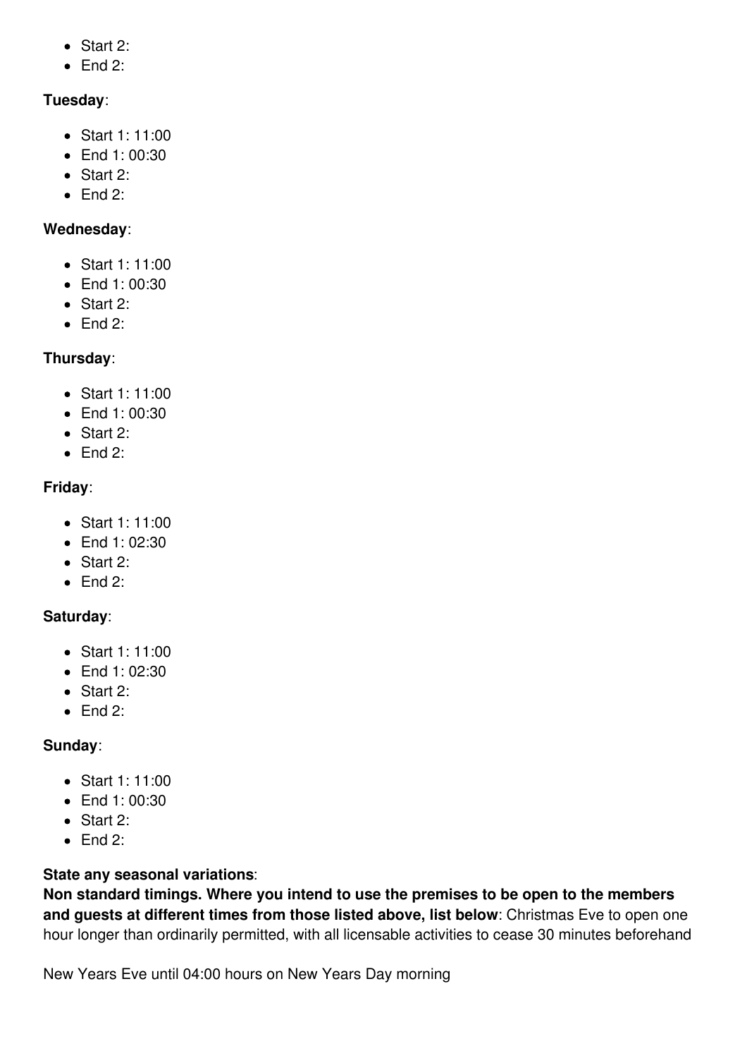- Start 2:
- End 2:

**Tuesday**:

- Start 1: 11:00
- End 1: 00:30
- Start 2:
- End 2:

**Wednesday**:

- Start 1: 11:00
- End 1: 00:30
- Start 2:
- End 2:

**Thursday**:

- Start 1: 11:00
- End 1: 00:30
- Start 2:
- End 2:

**Friday**:

- Start 1: 11:00
- End 1: 02:30
- Start 2:
- End 2:

**Saturday**:

- Start 1: 11:00
- End 1: 02:30
- Start 2:
- End 2:

**Sunday**:

- Start 1: 11:00
- End 1: 00:30
- Start 2:
- End 2:

**State any seasonal variations**:
**Non standard timings. Where you intend to use the premises to be open to the members and guests at different times from those listed above, list below**: Christmas Eve to open one hour longer than ordinarily permitted, with all licensable activities to cease 30 minutes beforehand

New Years Eve until 04:00 hours on New Years Day morning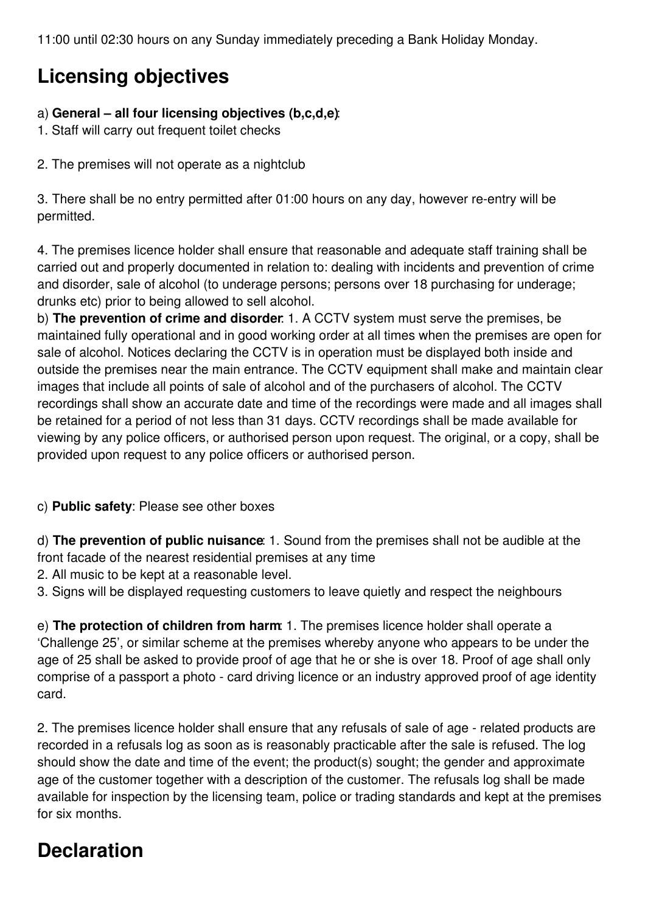11:00 until 02:30 hours on any Sunday immediately preceding a Bank Holiday Monday.

## Licensing objectives

a) **General – all four licensing objectives (b,c,d,e)**:

1. Staff will carry out frequent toilet checks

2. The premises will not operate as a nightclub

3. There shall be no entry permitted after 01:00 hours on any day, however re-entry will be permitted.

4. The premises licence holder shall ensure that reasonable and adequate staff training shall be carried out and properly documented in relation to: dealing with incidents and prevention of crime and disorder, sale of alcohol (to underage persons; persons over 18 purchasing for underage; drunks etc) prior to being allowed to sell alcohol.

b) **The prevention of crime and disorder**: 1. A CCTV system must serve the premises, be maintained fully operational and in good working order at all times when the premises are open for sale of alcohol. Notices declaring the CCTV is in operation must be displayed both inside and outside the premises near the main entrance. The CCTV equipment shall make and maintain clear images that include all points of sale of alcohol and of the purchasers of alcohol. The CCTV recordings shall show an accurate date and time of the recordings were made and all images shall be retained for a period of not less than 31 days. CCTV recordings shall be made available for viewing by any police officers, or authorised person upon request. The original, or a copy, shall be provided upon request to any police officers or authorised person.

c) **Public safety**: Please see other boxes

d) **The prevention of public nuisance**: 1. Sound from the premises shall not be audible at the front facade of the nearest residential premises at any time
2. All music to be kept at a reasonable level.
3. Signs will be displayed requesting customers to leave quietly and respect the neighbours

e) **The protection of children from harm**: 1. The premises licence holder shall operate a 'Challenge 25', or similar scheme at the premises whereby anyone who appears to be under the age of 25 shall be asked to provide proof of age that he or she is over 18. Proof of age shall only comprise of a passport a photo - card driving licence or an industry approved proof of age identity card.

2. The premises licence holder shall ensure that any refusals of sale of age - related products are recorded in a refusals log as soon as is reasonably practicable after the sale is refused. The log should show the date and time of the event; the product(s) sought; the gender and approximate age of the customer together with a description of the customer. The refusals log shall be made available for inspection by the licensing team, police or trading standards and kept at the premises for six months.

## Declaration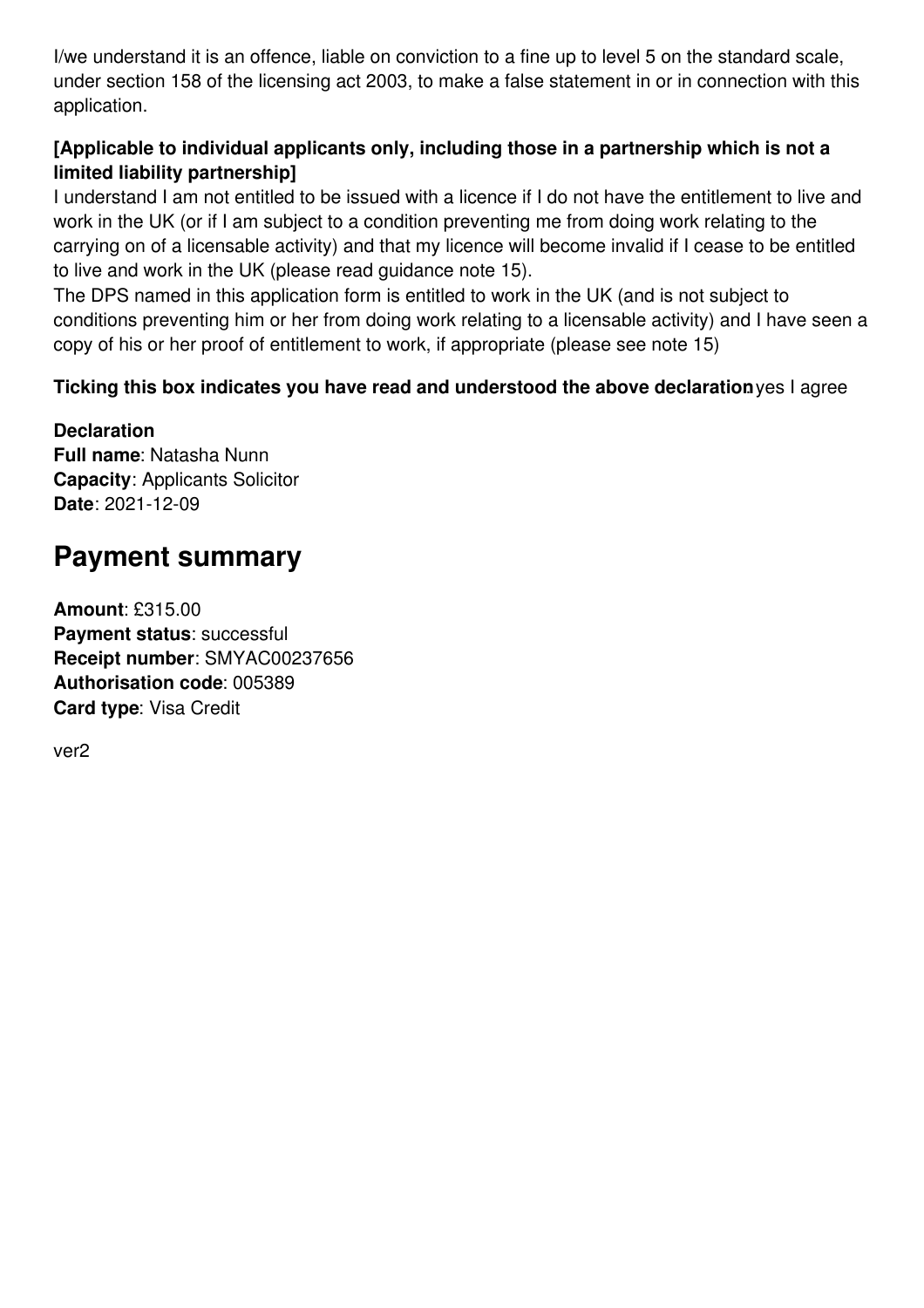I/we understand it is an offence, liable on conviction to a fine up to level 5 on the standard scale, under section 158 of the licensing act 2003, to make a false statement in or in connection with this application.

**[Applicable to individual applicants only, including those in a partnership which is not a limited liability partnership]**

I understand I am not entitled to be issued with a licence if I do not have the entitlement to live and work in the UK (or if I am subject to a condition preventing me from doing work relating to the carrying on of a licensable activity) and that my licence will become invalid if I cease to be entitled to live and work in the UK (please read guidance note 15).

The DPS named in this application form is entitled to work in the UK (and is not subject to conditions preventing him or her from doing work relating to a licensable activity) and I have seen a copy of his or her proof of entitlement to work, if appropriate (please see note 15)

**Ticking this box indicates you have read and understood the above declaration** yes I agree

**Declaration**
**Full name**: Natasha Nunn
**Capacity**: Applicants Solicitor
**Date**: 2021-12-09

## Payment summary

**Amount**: £315.00
**Payment status**: successful
**Receipt number**: SMYAC00237656
**Authorisation code**: 005389
**Card type**: Visa Credit

ver2